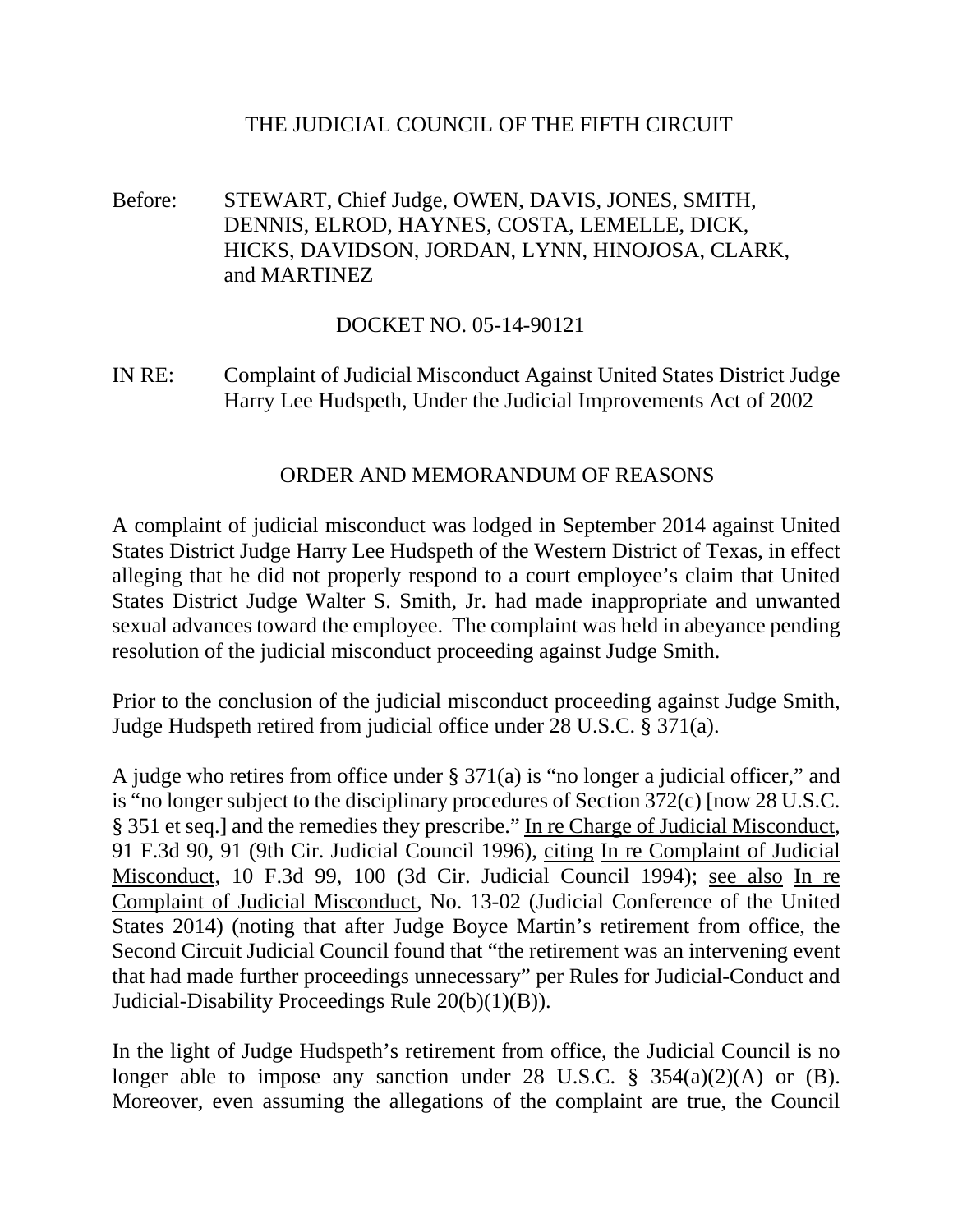THE JUDICIAL COUNCIL OF THE FIFTH CIRCUIT

Before: STEWART, Chief Judge, OWEN, DAVIS, JONES, SMITH, DENNIS, ELROD, HAYNES, COSTA, LEMELLE, DICK, HICKS, DAVIDSON, JORDAN, LYNN, HINOJOSA, CLARK, and MARTINEZ

DOCKET NO. 05-14-90121

IN RE: Complaint of Judicial Misconduct Against United States District Judge Harry Lee Hudspeth, Under the Judicial Improvements Act of 2002

ORDER AND MEMORANDUM OF REASONS

A complaint of judicial misconduct was lodged in September 2014 against United States District Judge Harry Lee Hudspeth of the Western District of Texas, in effect alleging that he did not properly respond to a court employee's claim that United States District Judge Walter S. Smith, Jr. had made inappropriate and unwanted sexual advances toward the employee. The complaint was held in abeyance pending resolution of the judicial misconduct proceeding against Judge Smith.

Prior to the conclusion of the judicial misconduct proceeding against Judge Smith, Judge Hudspeth retired from judicial office under 28 U.S.C. § 371(a).

A judge who retires from office under § 371(a) is "no longer a judicial officer," and is "no longer subject to the disciplinary procedures of Section 372(c) [now 28 U.S.C. § 351 et seq.] and the remedies they prescribe." In re Charge of Judicial Misconduct, 91 F.3d 90, 91 (9th Cir. Judicial Council 1996), citing In re Complaint of Judicial Misconduct, 10 F.3d 99, 100 (3d Cir. Judicial Council 1994); see also In re Complaint of Judicial Misconduct, No. 13-02 (Judicial Conference of the United States 2014) (noting that after Judge Boyce Martin's retirement from office, the Second Circuit Judicial Council found that "the retirement was an intervening event that had made further proceedings unnecessary" per Rules for Judicial-Conduct and Judicial-Disability Proceedings Rule 20(b)(1)(B)).

In the light of Judge Hudspeth's retirement from office, the Judicial Council is no longer able to impose any sanction under 28 U.S.C. § 354(a)(2)(A) or (B). Moreover, even assuming the allegations of the complaint are true, the Council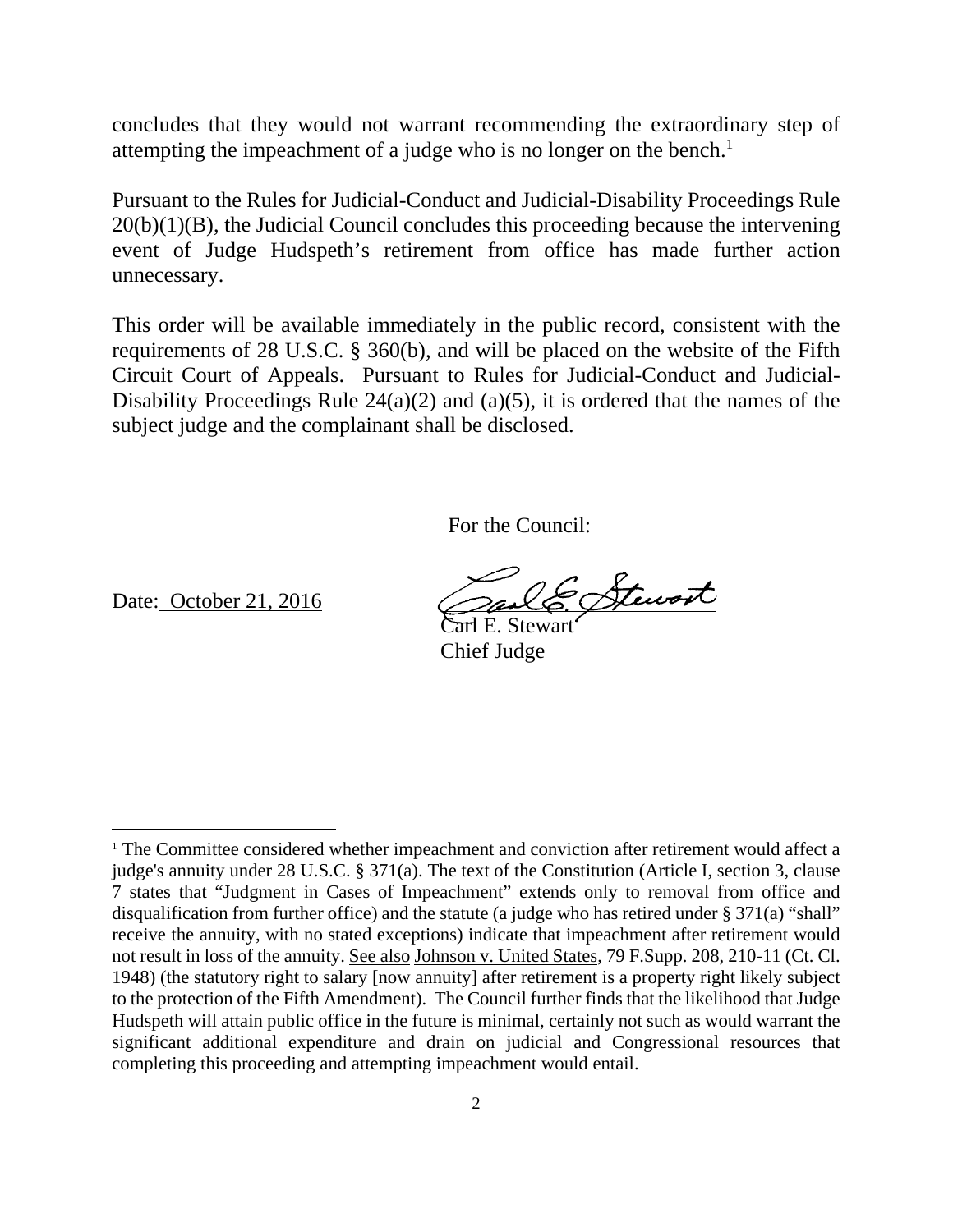concludes that they would not warrant recommending the extraordinary step of attempting the impeachment of a judge who is no longer on the bench.[1]

Pursuant to the Rules for Judicial-Conduct and Judicial-Disability Proceedings Rule 20(b)(1)(B), the Judicial Council concludes this proceeding because the intervening event of Judge Hudspeth's retirement from office has made further action unnecessary.

This order will be available immediately in the public record, consistent with the requirements of 28 U.S.C. § 360(b), and will be placed on the website of the Fifth Circuit Court of Appeals. Pursuant to Rules for Judicial-Conduct and Judicial-Disability Proceedings Rule 24(a)(2) and (a)(5), it is ordered that the names of the subject judge and the complainant shall be disclosed.

For the Council:

Date: October 21, 2016

Carl E. Stewart
Chief Judge

---

[1] The Committee considered whether impeachment and conviction after retirement would affect a judge's annuity under 28 U.S.C. § 371(a). The text of the Constitution (Article I, section 3, clause 7 states that "Judgment in Cases of Impeachment" extends only to removal from office and disqualification from further office) and the statute (a judge who has retired under § 371(a) "shall" receive the annuity, with no stated exceptions) indicate that impeachment after retirement would not result in loss of the annuity. See also Johnson v. United States, 79 F.Supp. 208, 210-11 (Ct. Cl. 1948) (the statutory right to salary [now annuity] after retirement is a property right likely subject to the protection of the Fifth Amendment). The Council further finds that the likelihood that Judge Hudspeth will attain public office in the future is minimal, certainly not such as would warrant the significant additional expenditure and drain on judicial and Congressional resources that completing this proceeding and attempting impeachment would entail.